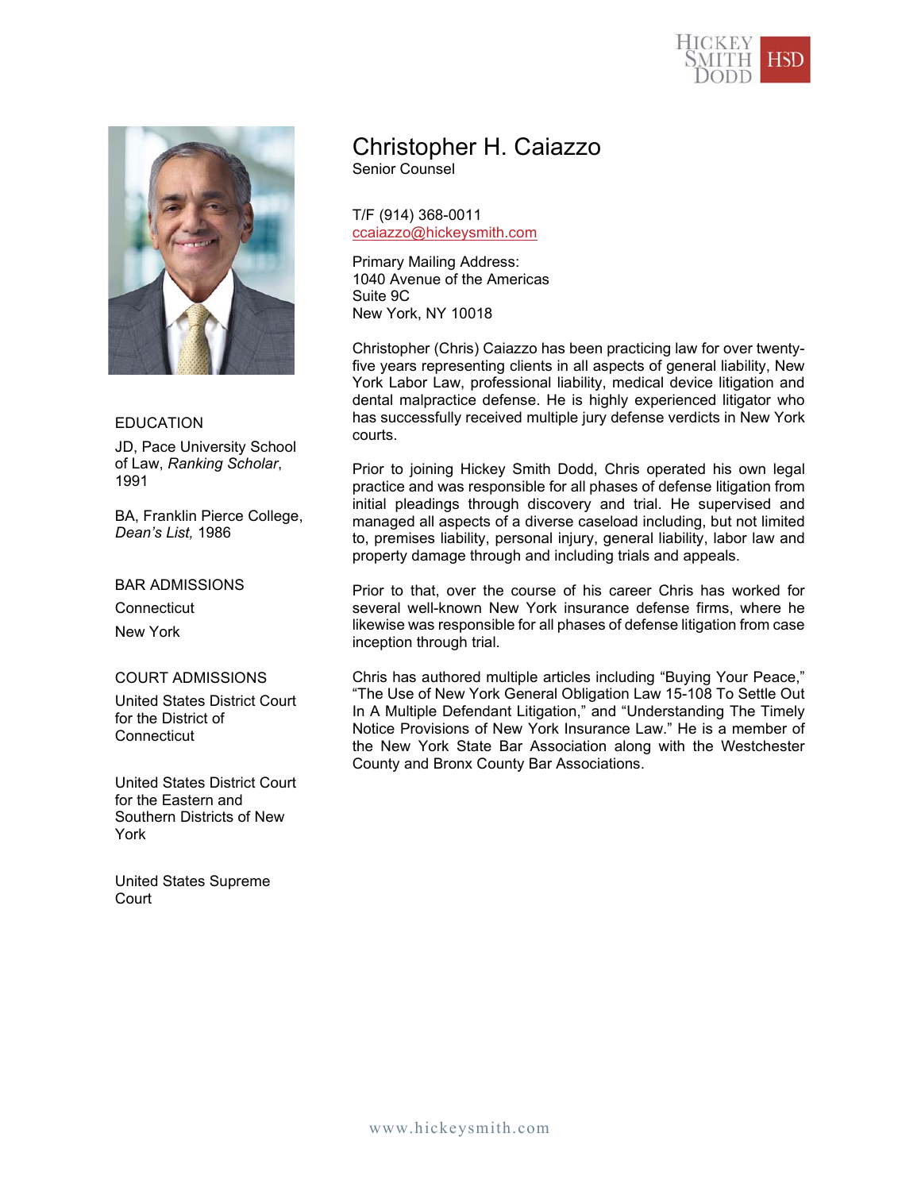# Christopher H. Caiazzo

Senior Counsel

T/F (914) 368-0011
ccaiazzo@hickeysmith.com

Primary Mailing Address:
1040 Avenue of the Americas
Suite 9C
New York, NY 10018

Christopher (Chris) Caiazzo has been practicing law for over twenty-five years representing clients in all aspects of general liability, New York Labor Law, professional liability, medical device litigation and dental malpractice defense. He is highly experienced litigator who has successfully received multiple jury defense verdicts in New York courts.

Prior to joining Hickey Smith Dodd, Chris operated his own legal practice and was responsible for all phases of defense litigation from initial pleadings through discovery and trial. He supervised and managed all aspects of a diverse caseload including, but not limited to, premises liability, personal injury, general liability, labor law and property damage through and including trials and appeals.

Prior to that, over the course of his career Chris has worked for several well-known New York insurance defense firms, where he likewise was responsible for all phases of defense litigation from case inception through trial.

Chris has authored multiple articles including "Buying Your Peace," "The Use of New York General Obligation Law 15-108 To Settle Out In A Multiple Defendant Litigation," and "Understanding The Timely Notice Provisions of New York Insurance Law." He is a member of the New York State Bar Association along with the Westchester County and Bronx County Bar Associations.

## EDUCATION

JD, Pace University School of Law, *Ranking Scholar*, 1991

BA, Franklin Pierce College, *Dean's List,* 1986

## BAR ADMISSIONS

Connecticut

New York

## COURT ADMISSIONS

United States District Court for the District of Connecticut

United States District Court for the Eastern and Southern Districts of New York

United States Supreme Court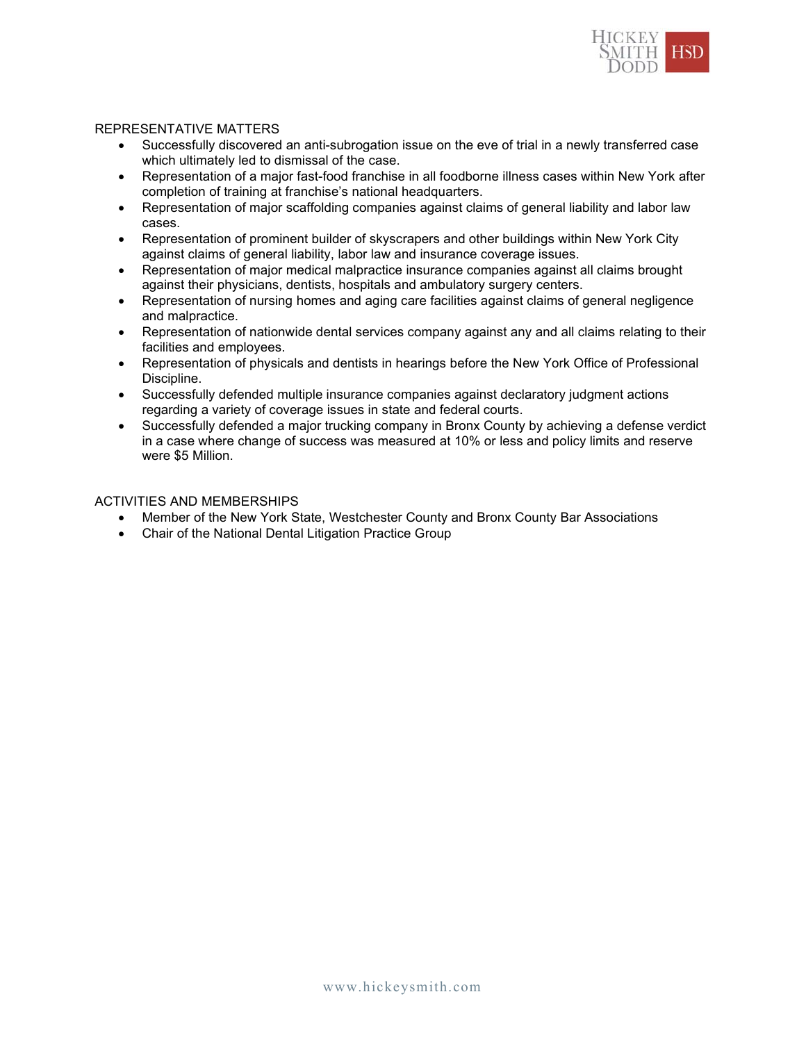## REPRESENTATIVE MATTERS

- Successfully discovered an anti-subrogation issue on the eve of trial in a newly transferred case which ultimately led to dismissal of the case.
- Representation of a major fast-food franchise in all foodborne illness cases within New York after completion of training at franchise's national headquarters.
- Representation of major scaffolding companies against claims of general liability and labor law cases.
- Representation of prominent builder of skyscrapers and other buildings within New York City against claims of general liability, labor law and insurance coverage issues.
- Representation of major medical malpractice insurance companies against all claims brought against their physicians, dentists, hospitals and ambulatory surgery centers.
- Representation of nursing homes and aging care facilities against claims of general negligence and malpractice.
- Representation of nationwide dental services company against any and all claims relating to their facilities and employees.
- Representation of physicals and dentists in hearings before the New York Office of Professional Discipline.
- Successfully defended multiple insurance companies against declaratory judgment actions regarding a variety of coverage issues in state and federal courts.
- Successfully defended a major trucking company in Bronx County by achieving a defense verdict in a case where change of success was measured at 10% or less and policy limits and reserve were $5 Million.

## ACTIVITIES AND MEMBERSHIPS

- Member of the New York State, Westchester County and Bronx County Bar Associations
- Chair of the National Dental Litigation Practice Group